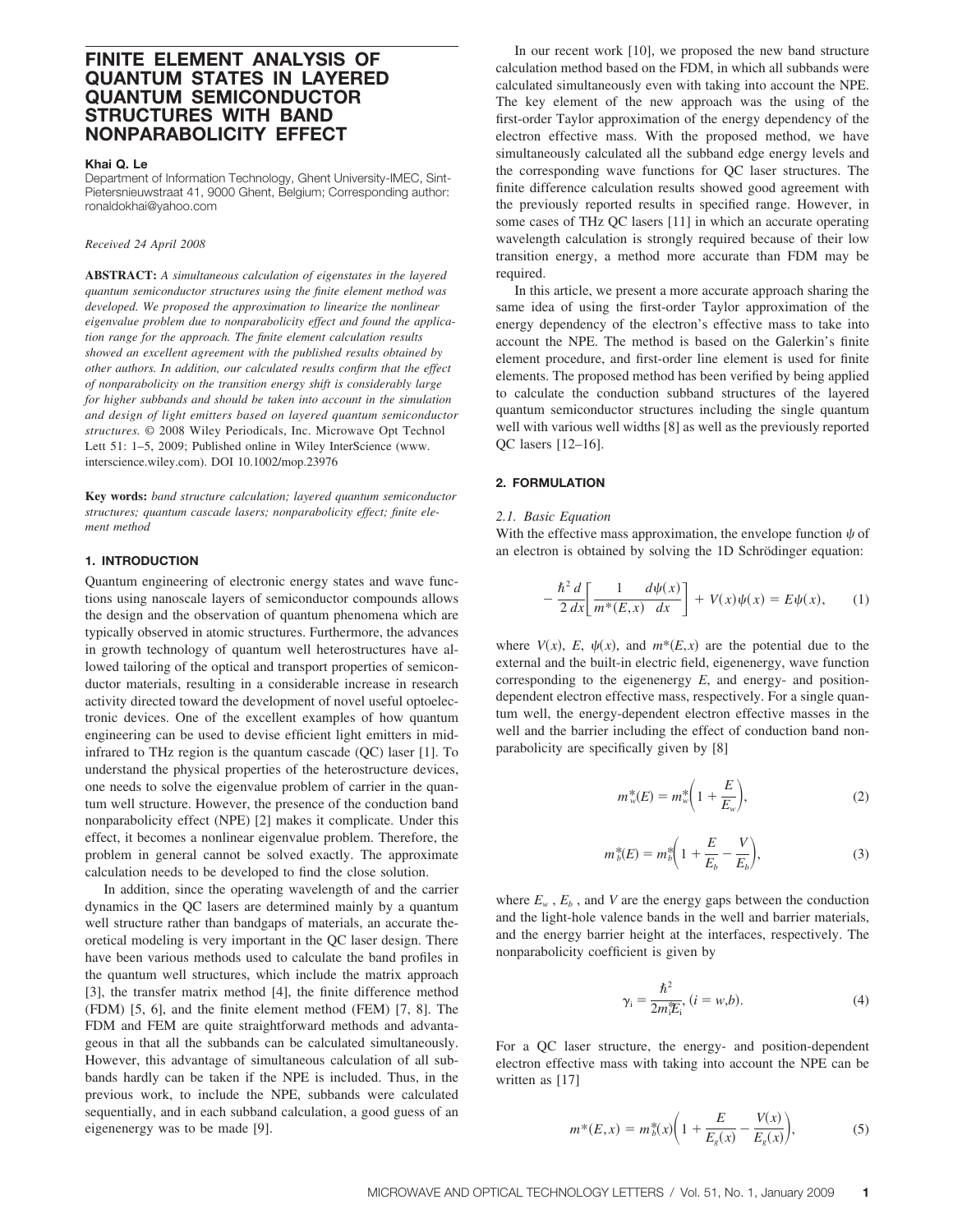# FINITE ELEMENT ANALYSIS OF QUANTUM STATES IN LAYERED QUANTUM SEMICONDUCTOR STRUCTURES WITH BAND NONPARABOLICITY EFFECT

**Khai Q. Le**

Department of Information Technology, Ghent University-IMEC, Sint-Pietersnieuwstraat 41, 9000 Ghent, Belgium; Corresponding author: ronaldokhai@yahoo.com

*Received 24 April 2008*

**ABSTRACT:** *A simultaneous calculation of eigenstates in the layered quantum semiconductor structures using the finite element method was developed. We proposed the approximation to linearize the nonlinear eigenvalue problem due to nonparabolicity effect and found the application range for the approach. The finite element calculation results showed an excellent agreement with the published results obtained by other authors. In addition, our calculated results confirm that the effect of nonparabolicity on the transition energy shift is considerably large for higher subbands and should be taken into account in the simulation and design of light emitters based on layered quantum semiconductor structures.* © 2008 Wiley Periodicals, Inc. Microwave Opt Technol Lett 51: 1–5, 2009; Published online in Wiley InterScience (www.interscience.wiley.com). DOI 10.1002/mop.23976

**Key words:** *band structure calculation; layered quantum semiconductor structures; quantum cascade lasers; nonparabolicity effect; finite element method*

## 1. INTRODUCTION

Quantum engineering of electronic energy states and wave functions using nanoscale layers of semiconductor compounds allows the design and the observation of quantum phenomena which are typically observed in atomic structures. Furthermore, the advances in growth technology of quantum well heterostructures have allowed tailoring of the optical and transport properties of semiconductor materials, resulting in a considerable increase in research activity directed toward the development of novel useful optoelectronic devices. One of the excellent examples of how quantum engineering can be used to devise efficient light emitters in mid-infrared to THz region is the quantum cascade (QC) laser [1]. To understand the physical properties of the heterostructure devices, one needs to solve the eigenvalue problem of carrier in the quantum well structure. However, the presence of the conduction band nonparabolicity effect (NPE) [2] makes it complicate. Under this effect, it becomes a nonlinear eigenvalue problem. Therefore, the problem in general cannot be solved exactly. The approximate calculation needs to be developed to find the close solution.

In addition, since the operating wavelength of and the carrier dynamics in the QC lasers are determined mainly by a quantum well structure rather than bandgaps of materials, an accurate theoretical modeling is very important in the QC laser design. There have been various methods used to calculate the band profiles in the quantum well structures, which include the matrix approach [3], the transfer matrix method [4], the finite difference method (FDM) [5, 6], and the finite element method (FEM) [7, 8]. The FDM and FEM are quite straightforward methods and advantageous in that all the subbands can be calculated simultaneously. However, this advantage of simultaneous calculation of all subbands hardly can be taken if the NPE is included. Thus, in the previous work, to include the NPE, subbands were calculated sequentially, and in each subband calculation, a good guess of an eigenenergy was to be made [9].

In our recent work [10], we proposed the new band structure calculation method based on the FDM, in which all subbands were calculated simultaneously even with taking into account the NPE. The key element of the new approach was the using of the first-order Taylor approximation of the energy dependency of the electron effective mass. With the proposed method, we have simultaneously calculated all the subband edge energy levels and the corresponding wave functions for QC laser structures. The finite difference calculation results showed good agreement with the previously reported results in specified range. However, in some cases of THz QC lasers [11] in which an accurate operating wavelength calculation is strongly required because of their low transition energy, a method more accurate than FDM may be required.

In this article, we present a more accurate approach sharing the same idea of using the first-order Taylor approximation of the energy dependency of the electron's effective mass to take into account the NPE. The method is based on the Galerkin's finite element procedure, and first-order line element is used for finite elements. The proposed method has been verified by being applied to calculate the conduction subband structures of the layered quantum semiconductor structures including the single quantum well with various well widths [8] as well as the previously reported QC lasers [12–16].

## 2. FORMULATION

### 2.1. Basic Equation

With the effective mass approximation, the envelope function $\psi$ of an electron is obtained by solving the 1D Schrödinger equation:

$$-\frac{\hbar^2}{2}\frac{d}{dx}\left[\frac{1}{m^*(E,x)}\frac{d\psi(x)}{dx}\right] + V(x)\psi(x) = E\psi(x), \tag{1}$$

where $V(x)$, $E$, $\psi(x)$, and $m^*(E,x)$ are the potential due to the external and the built-in electric field, eigenenergy, wave function corresponding to the eigenenergy $E$, and energy- and position-dependent electron effective mass, respectively. For a single quantum well, the energy-dependent electron effective masses in the well and the barrier including the effect of conduction band nonparabolicity are specifically given by [8]

$$m_w^*(E) = m_w^*\left(1 + \frac{E}{E_w}\right), \tag{2}$$

$$m_b^*(E) = m_b^*\left(1 + \frac{E}{E_b} - \frac{V}{E_b}\right), \tag{3}$$

where $E_w$, $E_b$, and $V$ are the energy gaps between the conduction and the light-hole valence bands in the well and barrier materials, and the energy barrier height at the interfaces, respectively. The nonparabolicity coefficient is given by

$$\gamma_i = \frac{\hbar^2}{2m_i^* E_i}, \ (i = w,b). \tag{4}$$

For a QC laser structure, the energy- and position-dependent electron effective mass with taking into account the NPE can be written as [17]

$$m^*(E,x) = m_b^*(x)\left(1 + \frac{E}{E_g(x)} - \frac{V(x)}{E_g(x)}\right), \tag{5}$$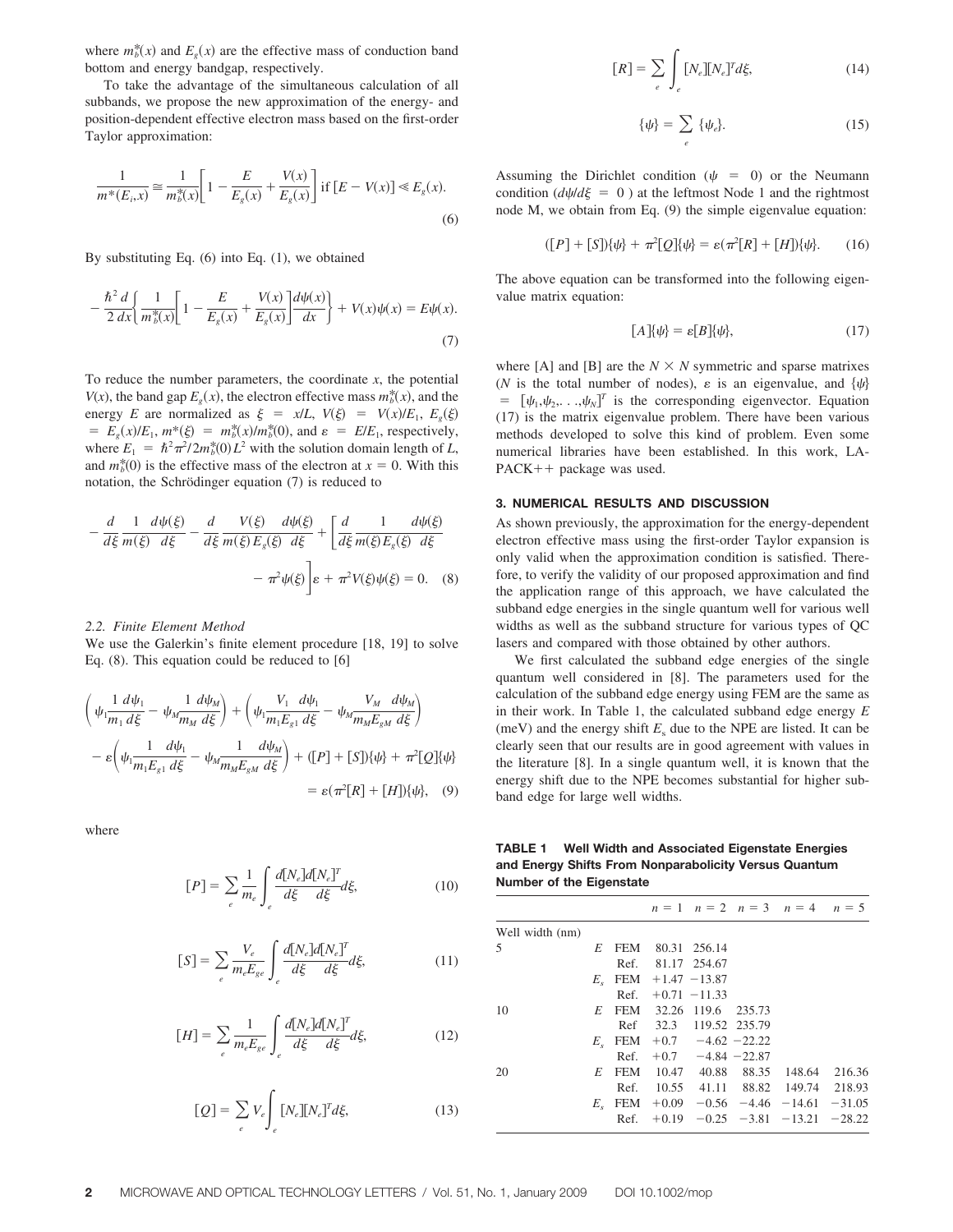where $m_b^*(x)$ and $E_g(x)$ are the effective mass of conduction band bottom and energy bandgap, respectively.

To take the advantage of the simultaneous calculation of all subbands, we propose the new approximation of the energy- and position-dependent effective electron mass based on the first-order Taylor approximation:

$$\frac{1}{m^*(E_i,x)} \cong \frac{1}{m_b^*(x)}\left[1 - \frac{E}{E_g(x)} + \frac{V(x)}{E_g(x)}\right] \text{ if } [E - V(x)] \ll E_g(x). \tag{6}$$

By substituting Eq. (6) into Eq. (1), we obtained

$$-\frac{\hbar^2}{2}\frac{d}{dx}\left\{\frac{1}{m_b^*(x)}\left[1 - \frac{E}{E_g(x)} + \frac{V(x)}{E_g(x)}\right]\frac{d\psi(x)}{dx}\right\} + V(x)\psi(x) = E\psi(x). \tag{7}$$

To reduce the number parameters, the coordinate $x$, the potential $V(x)$, the band gap $E_g(x)$, the electron effective mass $m_b^*(x)$, and the energy $E$ are normalized as $\xi = x/L$, $V(\xi) = V(x)/E_1$, $E_g(\xi) = E_g(x)/E_1$, $m^*(\xi) = m_b^*(x)/m_b^*(0)$, and $\varepsilon = E/E_1$, respectively, where $E_1 = \hbar^2\pi^2/2m_b^*(0)L^2$ with the solution domain length of $L$, and $m_b^*(0)$ is the effective mass of the electron at $x = 0$. With this notation, the Schrödinger equation (7) is reduced to

$$-\frac{d}{d\xi}\frac{1}{m(\xi)}\frac{d\psi(\xi)}{d\xi} - \frac{d}{d\xi}\frac{V(\xi)}{m(\xi)E_g(\xi)}\frac{d\psi(\xi)}{d\xi} + \left[\frac{d}{d\xi}\frac{1}{m(\xi)E_g(\xi)}\frac{d\psi(\xi)}{d\xi} - \pi^2\psi(\xi)\right]\varepsilon + \pi^2 V(\xi)\psi(\xi) = 0. \tag{8}$$

### 2.2. Finite Element Method

We use the Galerkin's finite element procedure [18, 19] to solve Eq. (8). This equation could be reduced to [6]

$$\left(\psi_1\frac{1}{m_1}\frac{d\psi_1}{d\xi} - \psi_M\frac{1}{m_M}\frac{d\psi_M}{d\xi}\right) + \left(\psi_1\frac{V_1}{m_1 E_{g1}}\frac{d\psi_1}{d\xi} - \psi_M\frac{V_M}{m_M E_{gM}}\frac{d\psi_M}{d\xi}\right) - \varepsilon\left(\psi_1\frac{1}{m_1 E_{g1}}\frac{d\psi_1}{d\xi} - \psi_M\frac{1}{m_M E_{gM}}\frac{d\psi_M}{d\xi}\right) + ([P] + [S])\{\psi\} + \pi^2[Q]\{\psi\} = \varepsilon(\pi^2[R] + [H])\{\psi\}, \tag{9}$$

where

$$[P] = \sum_e \frac{1}{m_e}\int_e \frac{d[N_e]}{d\xi}\frac{d[N_e]^T}{d\xi}d\xi, \tag{10}$$

$$[S] = \sum_e \frac{V_e}{m_e E_{ge}}\int_e \frac{d[N_e]}{d\xi}\frac{d[N_e]^T}{d\xi}d\xi, \tag{11}$$

$$[H] = \sum_e \frac{1}{m_e E_{ge}}\int_e \frac{d[N_e]}{d\xi}\frac{d[N_e]^T}{d\xi}d\xi, \tag{12}$$

$$[Q] = \sum_e V_e\int_e [N_e][N_e]^T d\xi, \tag{13}$$

$$[R] = \sum_e \int_e [N_e][N_e]^T d\xi, \tag{14}$$

$$\{\psi\} = \sum_e \{\psi_e\}. \tag{15}$$

Assuming the Dirichlet condition ($\psi = 0$) or the Neumann condition ($d\psi/d\xi = 0$) at the leftmost Node 1 and the rightmost node M, we obtain from Eq. (9) the simple eigenvalue equation:

$$([P] + [S])\{\psi\} + \pi^2[Q]\{\psi\} = \varepsilon(\pi^2[R] + [H])\{\psi\}. \tag{16}$$

The above equation can be transformed into the following eigenvalue matrix equation:

$$[A]\{\psi\} = \varepsilon[B]\{\psi\}, \tag{17}$$

where [A] and [B] are the $N \times N$ symmetric and sparse matrixes ($N$ is the total number of nodes), $\varepsilon$ is an eigenvalue, and $\{\psi\} = [\psi_1, \psi_2, \ldots, \psi_N]^T$ is the corresponding eigenvector. Equation (17) is the matrix eigenvalue problem. There have been various methods developed to solve this kind of problem. Even some numerical libraries have been established. In this work, LAPACK++ package was used.

## 3. NUMERICAL RESULTS AND DISCUSSION

As shown previously, the approximation for the energy-dependent electron effective mass using the first-order Taylor expansion is only valid when the approximation condition is satisfied. Therefore, to verify the validity of our proposed approximation and find the application range of this approach, we have calculated the subband edge energies in the single quantum well for various well widths as well as the subband structure for various types of QC lasers and compared with those obtained by other authors.

We first calculated the subband edge energies of the single quantum well considered in [8]. The parameters used for the calculation of the subband edge energy using FEM are the same as in their work. In Table 1, the calculated subband edge energy $E$ (meV) and the energy shift $E_s$ due to the NPE are listed. It can be clearly seen that our results are in good agreement with values in the literature [8]. In a single quantum well, it is known that the energy shift due to the NPE becomes substantial for higher subband edge for large well widths.

**TABLE 1 Well Width and Associated Eigenstate Energies and Energy Shifts From Nonparabolicity Versus Quantum Number of the Eigenstate**

| | | | $n = 1$ | $n = 2$ | $n = 3$ | $n = 4$ | $n = 5$ |
|---|---|---|---|---|---|---|---|
| Well width (nm) | | | | | | | |
| 5 | $E$ | FEM | 80.31 | 256.14 | | | |
| | | Ref. | 81.17 | 254.67 | | | |
| | $E_s$ | FEM | +1.47 | −13.87 | | | |
| | | Ref. | +0.71 | −11.33 | | | |
| 10 | $E$ | FEM | 32.26 | 119.6 | 235.73 | | |
| | | Ref | 32.3 | 119.52 | 235.79 | | |
| | $E_s$ | FEM | +0.7 | −4.62 | −22.22 | | |
| | | Ref. | +0.7 | −4.84 | −22.87 | | |
| 20 | $E$ | FEM | 10.47 | 40.88 | 88.35 | 148.64 | 216.36 |
| | | Ref. | 10.55 | 41.11 | 88.82 | 149.74 | 218.93 |
| | $E_s$ | FEM | +0.09 | −0.56 | −4.46 | −14.61 | −31.05 |
| | | Ref. | +0.19 | −0.25 | −3.81 | −13.21 | −28.22 |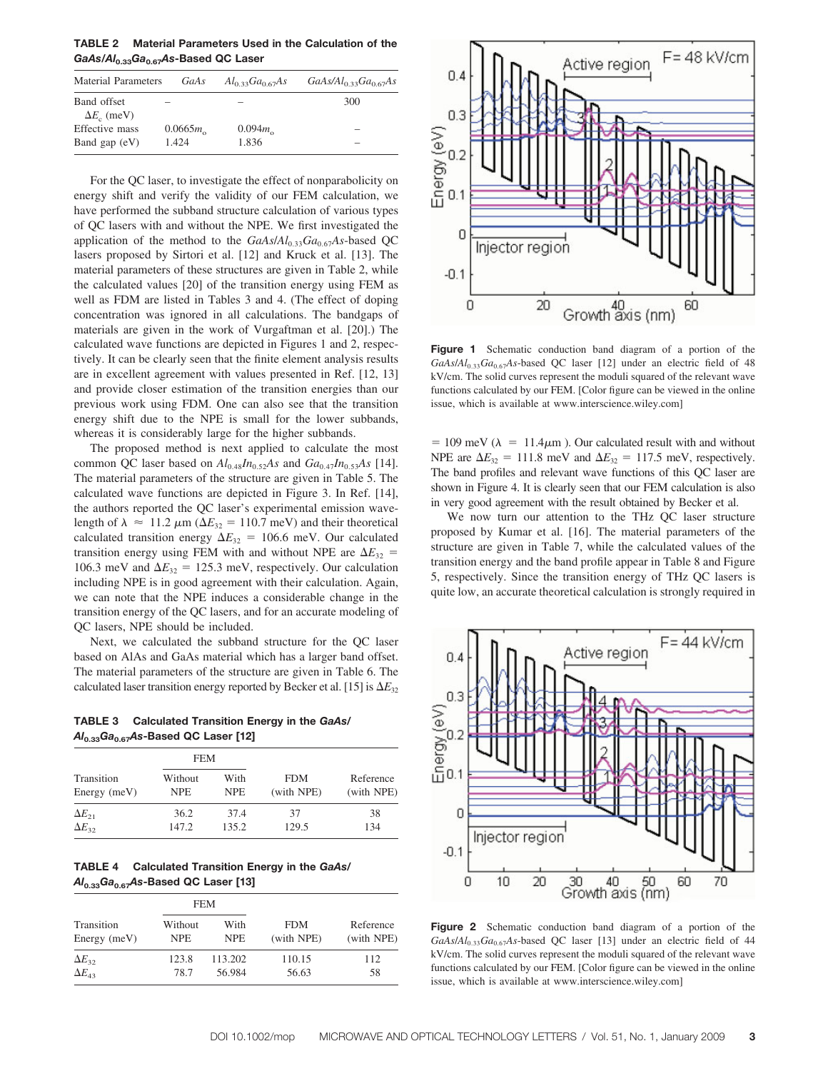**TABLE 2 Material Parameters Used in the Calculation of the *GaAs/Al$_{0.33}$Ga$_{0.67}$As*-Based QC Laser**

| Material Parameters | *GaAs* | *Al$_{0.33}$Ga$_{0.67}$As* | *GaAs/Al$_{0.33}$Ga$_{0.67}$As* |
|---|---|---|---|
| Band offset $\Delta E_c$ (meV) | – | – | 300 |
| Effective mass | $0.0665m_o$ | $0.094m_o$ | – |
| Band gap (eV) | 1.424 | 1.836 | – |

For the QC laser, to investigate the effect of nonparabolicity on energy shift and verify the validity of our FEM calculation, we have performed the subband structure calculation of various types of QC lasers with and without the NPE. We first investigated the application of the method to the *GaAs/Al$_{0.33}$Ga$_{0.67}$As*-based QC lasers proposed by Sirtori et al. [12] and Kruck et al. [13]. The material parameters of these structures are given in Table 2, while the calculated values [20] of the transition energy using FEM as well as FDM are listed in Tables 3 and 4. (The effect of doping concentration was ignored in all calculations. The bandgaps of materials are given in the work of Vurgaftman et al. [20].) The calculated wave functions are depicted in Figures 1 and 2, respectively. It can be clearly seen that the finite element analysis results are in excellent agreement with values presented in Ref. [12, 13] and provide closer estimation of the transition energies than our previous work using FDM. One can also see that the transition energy shift due to the NPE is small for the lower subbands, whereas it is considerably large for the higher subbands.

The proposed method is next applied to calculate the most common QC laser based on *Al$_{0.48}$In$_{0.52}$As* and *Ga$_{0.47}$In$_{0.53}$As* [14]. The material parameters of the structure are given in Table 5. The calculated wave functions are depicted in Figure 3. In Ref. [14], the authors reported the QC laser's experimental emission wavelength of $\lambda \approx 11.2\ \mu$m ($\Delta E_{32}$ = 110.7 meV) and their theoretical calculated transition energy $\Delta E_{32}$ = 106.6 meV. Our calculated transition energy using FEM with and without NPE are $\Delta E_{32}$ = 106.3 meV and $\Delta E_{32}$ = 125.3 meV, respectively. Our calculation including NPE is in good agreement with their calculation. Again, we can note that the NPE induces a considerable change in the transition energy of the QC lasers, and for an accurate modeling of QC lasers, NPE should be included.

Next, we calculated the subband structure for the QC laser based on AlAs and GaAs material which has a larger band offset. The material parameters of the structure are given in Table 6. The calculated laser transition energy reported by Becker et al. [15] is $\Delta E_{32}$ = 109 meV ($\lambda$ = 11.4$\mu$m ). Our calculated result with and without NPE are $\Delta E_{32}$ = 111.8 meV and $\Delta E_{32}$ = 117.5 meV, respectively. The band profiles and relevant wave functions of this QC laser are shown in Figure 4. It is clearly seen that our FEM calculation is also in very good agreement with the result obtained by Becker et al.

We now turn our attention to the THz QC laser structure proposed by Kumar et al. [16]. The material parameters of the structure are given in Table 7, while the calculated values of the transition energy and the band profile appear in Table 8 and Figure 5, respectively. Since the transition energy of THz QC lasers is quite low, an accurate theoretical calculation is strongly required in

**TABLE 3 Calculated Transition Energy in the *GaAs/Al$_{0.33}$Ga$_{0.67}$As*-Based QC Laser [12]**

| Transition Energy (meV) | FEM Without NPE | FEM With NPE | FDM (with NPE) | Reference (with NPE) |
|---|---|---|---|---|
| $\Delta E_{21}$ | 36.2 | 37.4 | 37 | 38 |
| $\Delta E_{32}$ | 147.2 | 135.2 | 129.5 | 134 |

**TABLE 4 Calculated Transition Energy in the *GaAs/Al$_{0.33}$Ga$_{0.67}$As*-Based QC Laser [13]**

| Transition Energy (meV) | FEM Without NPE | FEM With NPE | FDM (with NPE) | Reference (with NPE) |
|---|---|---|---|---|
| $\Delta E_{32}$ | 123.8 | 113.202 | 110.15 | 112 |
| $\Delta E_{43}$ | 78.7 | 56.984 | 56.63 | 58 |

**Figure 1** Schematic conduction band diagram of a portion of the *GaAs/Al$_{0.33}$Ga$_{0.67}$As*-based QC laser [12] under an electric field of 48 kV/cm. The solid curves represent the moduli squared of the relevant wave functions calculated by our FEM. [Color figure can be viewed in the online issue, which is available at www.interscience.wiley.com]

**Figure 2** Schematic conduction band diagram of a portion of the *GaAs/Al$_{0.33}$Ga$_{0.67}$As*-based QC laser [13] under an electric field of 44 kV/cm. The solid curves represent the moduli squared of the relevant wave functions calculated by our FEM. [Color figure can be viewed in the online issue, which is available at www.interscience.wiley.com]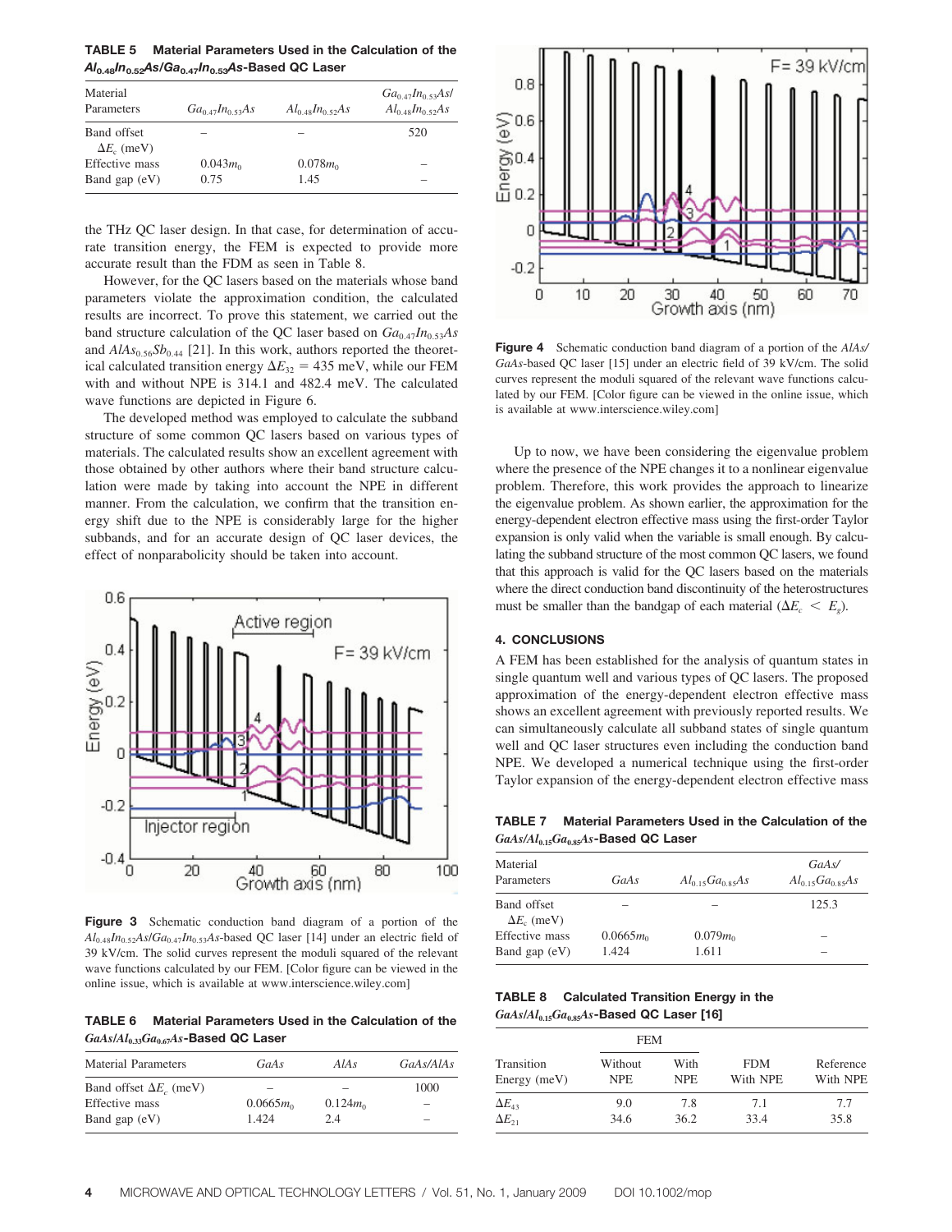**TABLE 5 Material Parameters Used in the Calculation of the $Al_{0.48}In_{0.52}As/Ga_{0.47}In_{0.53}As$-Based QC Laser**

| Material Parameters | $Ga_{0.47}In_{0.53}As$ | $Al_{0.48}In_{0.52}As$ | $Ga_{0.47}In_{0.53}As/Al_{0.48}In_{0.52}As$ |
|---|---|---|---|
| Band offset $\Delta E_c$ (meV) | – | – | 520 |
| Effective mass | $0.043m_0$ | $0.078m_0$ | – |
| Band gap (eV) | 0.75 | 1.45 | – |

the THz QC laser design. In that case, for determination of accurate transition energy, the FEM is expected to provide more accurate result than the FDM as seen in Table 8.

However, for the QC lasers based on the materials whose band parameters violate the approximation condition, the calculated results are incorrect. To prove this statement, we carried out the band structure calculation of the QC laser based on $Ga_{0.47}In_{0.53}As$ and $AlAs_{0.56}Sb_{0.44}$ [21]. In this work, authors reported the theoretical calculated transition energy $\Delta E_{32}$ = 435 meV, while our FEM with and without NPE is 314.1 and 482.4 meV. The calculated wave functions are depicted in Figure 6.

The developed method was employed to calculate the subband structure of some common QC lasers based on various types of materials. The calculated results show an excellent agreement with those obtained by other authors where their band structure calculation were made by taking into account the NPE in different manner. From the calculation, we confirm that the transition energy shift due to the NPE is considerably large for the higher subbands, and for an accurate design of QC laser devices, the effect of nonparabolicity should be taken into account.

**Figure 3** Schematic conduction band diagram of a portion of the $Al_{0.48}In_{0.52}As/Ga_{0.47}In_{0.53}As$-based QC laser [14] under an electric field of 39 kV/cm. The solid curves represent the moduli squared of the relevant wave functions calculated by our FEM. [Color figure can be viewed in the online issue, which is available at www.interscience.wiley.com]

**TABLE 6 Material Parameters Used in the Calculation of the $GaAs/Al_{0.33}Ga_{0.67}As$-Based QC Laser**

| Material Parameters | $GaAs$ | $AlAs$ | $GaAs/AlAs$ |
|---|---|---|---|
| Band offset $\Delta E_c$ (meV) | – | – | 1000 |
| Effective mass | $0.0665m_0$ | $0.124m_0$ | – |
| Band gap (eV) | 1.424 | 2.4 | – |

**Figure 4** Schematic conduction band diagram of a portion of the $AlAs/GaAs$-based QC laser [15] under an electric field of 39 kV/cm. The solid curves represent the moduli squared of the relevant wave functions calculated by our FEM. [Color figure can be viewed in the online issue, which is available at www.interscience.wiley.com]

Up to now, we have been considering the eigenvalue problem where the presence of the NPE changes it to a nonlinear eigenvalue problem. Therefore, this work provides the approach to linearize the eigenvalue problem. As shown earlier, the approximation for the energy-dependent electron effective mass using the first-order Taylor expansion is only valid when the variable is small enough. By calculating the subband structure of the most common QC lasers, we found that this approach is valid for the QC lasers based on the materials where the direct conduction band discontinuity of the heterostructures must be smaller than the bandgap of each material ($\Delta E_c < E_g$).

## 4. CONCLUSIONS

A FEM has been established for the analysis of quantum states in single quantum well and various types of QC lasers. The proposed approximation of the energy-dependent electron effective mass shows an excellent agreement with previously reported results. We can simultaneously calculate all subband states of single quantum well and QC laser structures even including the conduction band NPE. We developed a numerical technique using the first-order Taylor expansion of the energy-dependent electron effective mass

**TABLE 7 Material Parameters Used in the Calculation of the $GaAs/Al_{0.15}Ga_{0.85}As$-Based QC Laser**

| Material Parameters | $GaAs$ | $Al_{0.15}Ga_{0.85}As$ | $GaAs/Al_{0.15}Ga_{0.85}As$ |
|---|---|---|---|
| Band offset $\Delta E_c$ (meV) | – | – | 125.3 |
| Effective mass | $0.0665m_0$ | $0.079m_0$ | – |
| Band gap (eV) | 1.424 | 1.611 | – |

**TABLE 8 Calculated Transition Energy in the $GaAs/Al_{0.15}Ga_{0.85}As$-Based QC Laser [16]**

| | FEM | | | |
|---|---|---|---|---|
| Transition Energy (meV) | Without NPE | With NPE | FDM With NPE | Reference With NPE |
| $\Delta E_{43}$ | 9.0 | 7.8 | 7.1 | 7.7 |
| $\Delta E_{21}$ | 34.6 | 36.2 | 33.4 | 35.8 |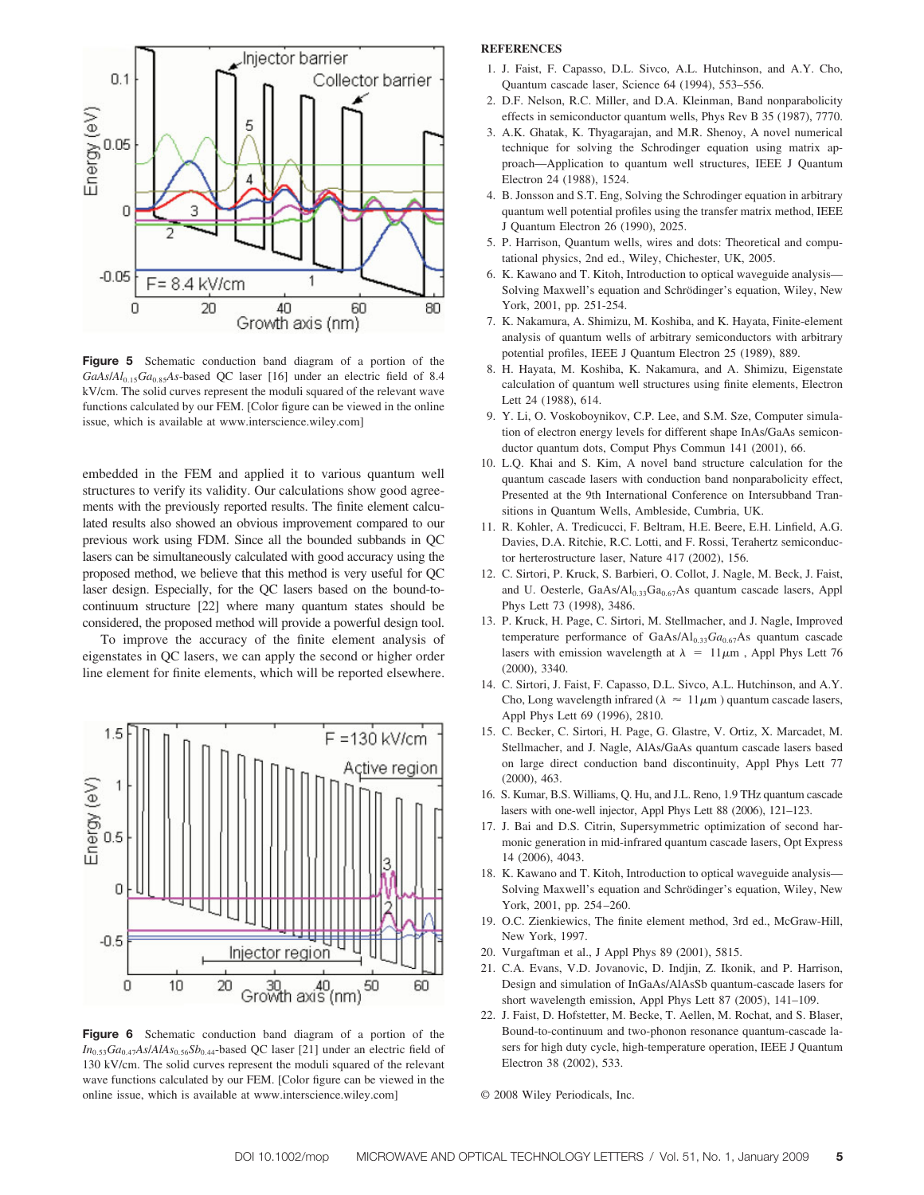Injector barrier
Collector barrier
Energy (eV)
0.1
0.05
0
-0.05
5
4
3
2
1
F= 8.4 kV/cm
0 20 40 60 80
Growth axis (nm)

**Figure 5** Schematic conduction band diagram of a portion of the $GaAs/Al_{0.15}Ga_{0.85}As$-based QC laser [16] under an electric field of 8.4 kV/cm. The solid curves represent the moduli squared of the relevant wave functions calculated by our FEM. [Color figure can be viewed in the online issue, which is available at www.interscience.wiley.com]

embedded in the FEM and applied it to various quantum well structures to verify its validity. Our calculations show good agreements with the previously reported results. The finite element calculated results also showed an obvious improvement compared to our previous work using FDM. Since all the bounded subbands in QC lasers can be simultaneously calculated with good accuracy using the proposed method, we believe that this method is very useful for QC laser design. Especially, for the QC lasers based on the bound-to-continuum structure [22] where many quantum states should be considered, the proposed method will provide a powerful design tool.

To improve the accuracy of the finite element analysis of eigenstates in QC lasers, we can apply the second or higher order line element for finite elements, which will be reported elsewhere.

F =130 kV/cm
Active region
Energy (eV)
1.5
1
0.5
0
-0.5
3
2
Injector region
0 10 20 30 40 50 60
Growth axis (nm)

**Figure 6** Schematic conduction band diagram of a portion of the $In_{0.53}Ga_{0.47}As/AlAs_{0.56}Sb_{0.44}$-based QC laser [21] under an electric field of 130 kV/cm. The solid curves represent the moduli squared of the relevant wave functions calculated by our FEM. [Color figure can be viewed in the online issue, which is available at www.interscience.wiley.com]

## REFERENCES

1. J. Faist, F. Capasso, D.L. Sivco, A.L. Hutchinson, and A.Y. Cho, Quantum cascade laser, Science 64 (1994), 553–556.
2. D.F. Nelson, R.C. Miller, and D.A. Kleinman, Band nonparabolicity effects in semiconductor quantum wells, Phys Rev B 35 (1987), 7770.
3. A.K. Ghatak, K. Thyagarajan, and M.R. Shenoy, A novel numerical technique for solving the Schrodinger equation using matrix approach—Application to quantum well structures, IEEE J Quantum Electron 24 (1988), 1524.
4. B. Jonsson and S.T. Eng, Solving the Schrodinger equation in arbitrary quantum well potential profiles using the transfer matrix method, IEEE J Quantum Electron 26 (1990), 2025.
5. P. Harrison, Quantum wells, wires and dots: Theoretical and computational physics, 2nd ed., Wiley, Chichester, UK, 2005.
6. K. Kawano and T. Kitoh, Introduction to optical waveguide analysis—Solving Maxwell's equation and Schrödinger's equation, Wiley, New York, 2001, pp. 251-254.
7. K. Nakamura, A. Shimizu, M. Koshiba, and K. Hayata, Finite-element analysis of quantum wells of arbitrary semiconductors with arbitrary potential profiles, IEEE J Quantum Electron 25 (1989), 889.
8. H. Hayata, M. Koshiba, K. Nakamura, and A. Shimizu, Eigenstate calculation of quantum well structures using finite elements, Electron Lett 24 (1988), 614.
9. Y. Li, O. Voskoboynikov, C.P. Lee, and S.M. Sze, Computer simulation of electron energy levels for different shape InAs/GaAs semiconductor quantum dots, Comput Phys Commun 141 (2001), 66.
10. L.Q. Khai and S. Kim, A novel band structure calculation for the quantum cascade lasers with conduction band nonparabolicity effect, Presented at the 9th International Conference on Intersubband Transitions in Quantum Wells, Ambleside, Cumbria, UK.
11. R. Kohler, A. Tredicucci, F. Beltram, H.E. Beere, E.H. Linfield, A.G. Davies, D.A. Ritchie, R.C. Lotti, and F. Rossi, Terahertz semiconductor herterostructure laser, Nature 417 (2002), 156.
12. C. Sirtori, P. Kruck, S. Barbieri, O. Collot, J. Nagle, M. Beck, J. Faist, and U. Oesterle, $GaAs/Al_{0.33}Ga_{0.67}As$ quantum cascade lasers, Appl Phys Lett 73 (1998), 3486.
13. P. Kruck, H. Page, C. Sirtori, M. Stellmacher, and J. Nagle, Improved temperature performance of $GaAs/Al_{0.33}Ga_{0.67}As$ quantum cascade lasers with emission wavelength at $\lambda = 11\mu m$, Appl Phys Lett 76 (2000), 3340.
14. C. Sirtori, J. Faist, F. Capasso, D.L. Sivco, A.L. Hutchinson, and A.Y. Cho, Long wavelength infrared ($\lambda \approx 11\mu m$) quantum cascade lasers, Appl Phys Lett 69 (1996), 2810.
15. C. Becker, C. Sirtori, H. Page, G. Glastre, V. Ortiz, X. Marcadet, M. Stellmacher, and J. Nagle, AlAs/GaAs quantum cascade lasers based on large direct conduction band discontinuity, Appl Phys Lett 77 (2000), 463.
16. S. Kumar, B.S. Williams, Q. Hu, and J.L. Reno, 1.9 THz quantum cascade lasers with one-well injector, Appl Phys Lett 88 (2006), 121–123.
17. J. Bai and D.S. Citrin, Supersymmetric optimization of second harmonic generation in mid-infrared quantum cascade lasers, Opt Express 14 (2006), 4043.
18. K. Kawano and T. Kitoh, Introduction to optical waveguide analysis—Solving Maxwell's equation and Schrödinger's equation, Wiley, New York, 2001, pp. 254–260.
19. O.C. Zienkiewics, The finite element method, 3rd ed., McGraw-Hill, New York, 1997.
20. Vurgaftman et al., J Appl Phys 89 (2001), 5815.
21. C.A. Evans, V.D. Jovanovic, D. Indjin, Z. Ikonik, and P. Harrison, Design and simulation of InGaAs/AlAsSb quantum-cascade lasers for short wavelength emission, Appl Phys Lett 87 (2005), 141–109.
22. J. Faist, D. Hofstetter, M. Becke, T. Aellen, M. Rochat, and S. Blaser, Bound-to-continuum and two-phonon resonance quantum-cascade lasers for high duty cycle, high-temperature operation, IEEE J Quantum Electron 38 (2002), 533.

© 2008 Wiley Periodicals, Inc.